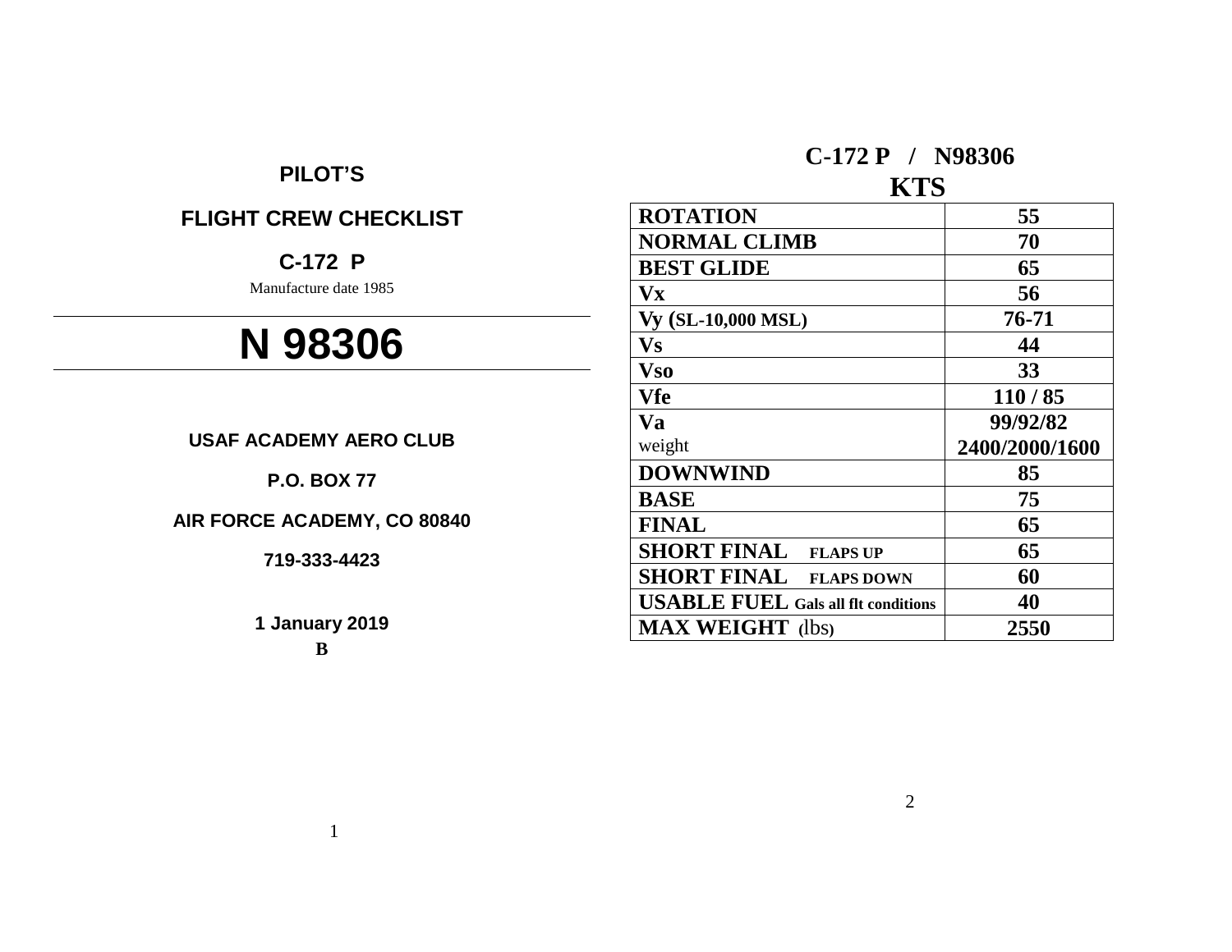# PILOT'S

## FLIGHT CREW CHECKLIST

### C-172 P

Manufacture date 1985

# N 98306

**USAF ACADEMY AERO CLUB**

**P.O. BOX 77**

**AIR FORCE ACADEMY, CO 80840**

**719-333-4423**

**1 January 2019**

**B**

## C-172 P / N98306

### KTS

| | KTS |
|---|---|
| **ROTATION** | **55** |
| **NORMAL CLIMB** | **70** |
| **BEST GLIDE** | **65** |
| **Vx** | **56** |
| **Vy (SL-10,000 MSL)** | **76-71** |
| **Vs** | **44** |
| **Vso** | **33** |
| **Vfe** | **110 / 85** |
| **Va** weight | **99/92/82** **2400/2000/1600** |
| **DOWNWIND** | **85** |
| **BASE** | **75** |
| **FINAL** | **65** |
| **SHORT FINAL** FLAPS UP | **65** |
| **SHORT FINAL** FLAPS DOWN | **60** |
| **USABLE FUEL** Gals all flt conditions | **40** |
| **MAX WEIGHT** (lbs) | **2550** |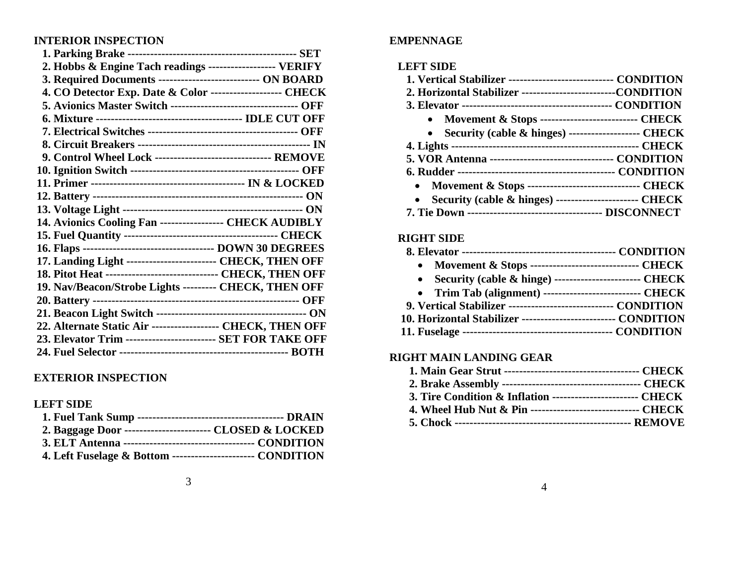## INTERIOR INSPECTION

1. Parking Brake --------------------------------------------- SET
2. Hobbs & Engine Tach readings ------------------ VERIFY
3. Required Documents --------------------------- ON BOARD
4. CO Detector Exp. Date & Color ------------------- CHECK
5. Avionics Master Switch ---------------------------------- OFF
6. Mixture --------------------------------------- IDLE CUT OFF
7. Electrical Switches ---------------------------------------- OFF
8. Circuit Breakers ---------------------------------------------- IN
9. Control Wheel Lock ------------------------------- REMOVE
10. Ignition Switch --------------------------------------------- OFF
11. Primer ----------------------------------------- IN & LOCKED
12. Battery ------------------------------------------------------ ON
13. Voltage Light ------------------------------------------------ ON
14. Avionics Cooling Fan ----------------- CHECK AUDIBLY
15. Fuel Quantity ----------------------------------------- CHECK
16. Flaps ----------------------------------- DOWN 30 DEGREES
17. Landing Light ------------------------ CHECK, THEN OFF
18. Pitot Heat ------------------------------ CHECK, THEN OFF
19. Nav/Beacon/Strobe Lights --------- CHECK, THEN OFF
20. Battery ------------------------------------------------------ OFF
21. Beacon Light Switch ---------------------------------------- ON
22. Alternate Static Air ------------------ CHECK, THEN OFF
23. Elevator Trim ------------------------ SET FOR TAKE OFF
24. Fuel Selector --------------------------------------------- BOTH

## EXTERIOR INSPECTION

### LEFT SIDE

1. Fuel Tank Sump --------------------------------------- DRAIN
2. Baggage Door ----------------------- CLOSED & LOCKED
3. ELT Antenna ---------------------------------- CONDITION
4. Left Fuselage & Bottom ---------------------- CONDITION

## EMPENNAGE

### LEFT SIDE

1. Vertical Stabilizer ---------------------------- CONDITION
2. Horizontal Stabilizer -------------------------CONDITION
3. Elevator ---------------------------------------- CONDITION
    - Movement & Stops -------------------------- CHECK
    - Security (cable & hinges) ------------------- CHECK
4. Lights -------------------------------------------------- CHECK
5. VOR Antenna --------------------------------- CONDITION
6. Rudder ------------------------------------------ CONDITION
    - Movement & Stops ------------------------------ CHECK
    - Security (cable & hinges) ---------------------- CHECK
7. Tie Down ------------------------------------ DISCONNECT

### RIGHT SIDE

8. Elevator ----------------------------------------- CONDITION
    - Movement & Stops ----------------------------- CHECK
    - Security (cable & hinge) ----------------------- CHECK
    - Trim Tab (alignment) -------------------------- CHECK
9. Vertical Stabilizer ---------------------------- CONDITION
10. Horizontal Stabilizer ------------------------- CONDITION
11. Fuselage ---------------------------------------- CONDITION

## RIGHT MAIN LANDING GEAR

1. Main Gear Strut ------------------------------------ CHECK
2. Brake Assembly ------------------------------------- CHECK
3. Tire Condition & Inflation ----------------------- CHECK
4. Wheel Hub Nut & Pin ----------------------------- CHECK
5. Chock ----------------------------------------------- REMOVE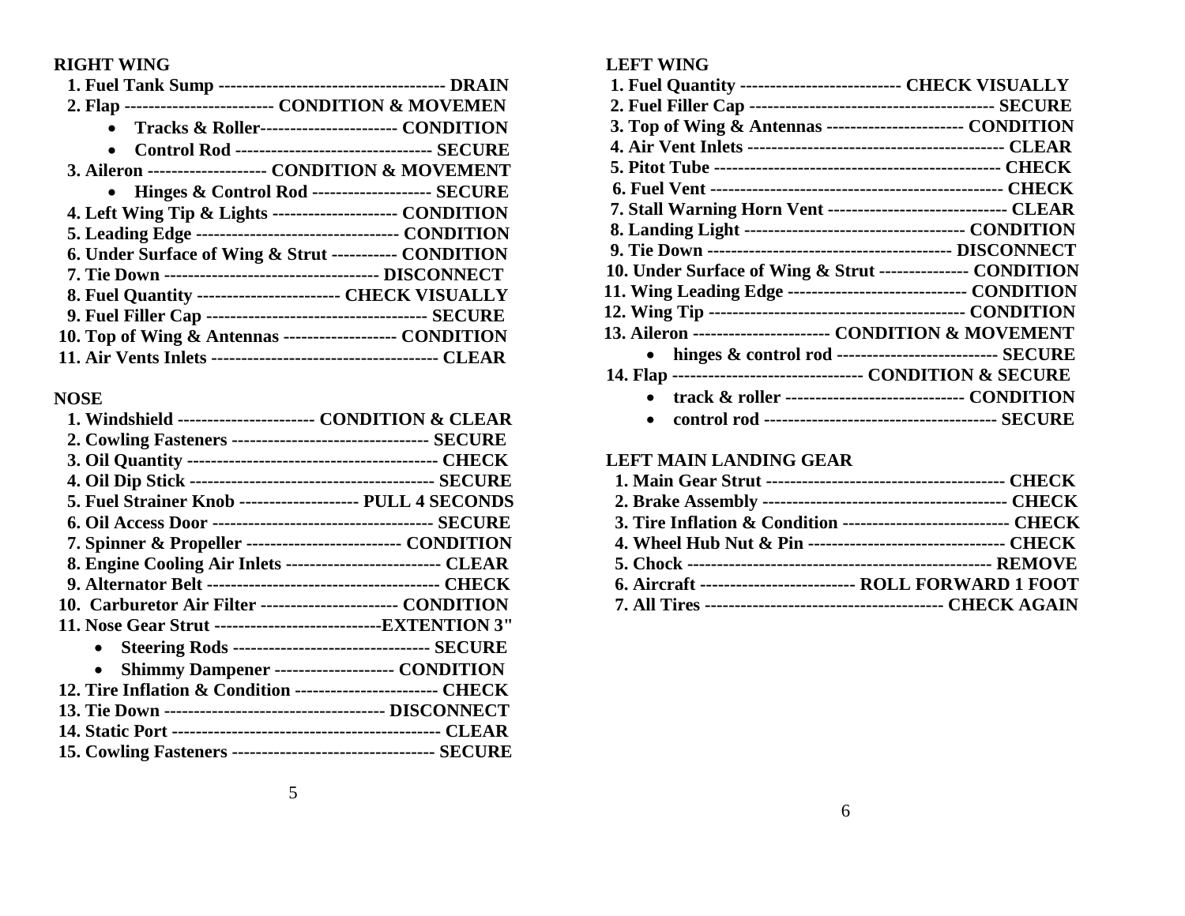**RIGHT WING**

1. Fuel Tank Sump ------------------------------------- DRAIN
2. Flap ------------------------ CONDITION & MOVEMEN
   - Tracks & Roller---------------------- CONDITION
   - Control Rod -------------------------------- SECURE
3. Aileron ------------------- CONDITION & MOVEMENT
   - Hinges & Control Rod ------------------- SECURE
4. Left Wing Tip & Lights -------------------- CONDITION
5. Leading Edge --------------------------------- CONDITION
6. Under Surface of Wing & Strut ---------- CONDITION
7. Tie Down ----------------------------------- DISCONNECT
8. Fuel Quantity ----------------------- CHECK VISUALLY
9. Fuel Filler Cap ------------------------------------ SECURE
10. Top of Wing & Antennas ------------------ CONDITION
11. Air Vents Inlets ------------------------------------- CLEAR

**NOSE**

1. Windshield ---------------------- CONDITION & CLEAR
2. Cowling Fasteners -------------------------------- SECURE
3. Oil Quantity ----------------------------------------- CHECK
4. Oil Dip Stick ---------------------------------------- SECURE
5. Fuel Strainer Knob ------------------- PULL 4 SECONDS
6. Oil Access Door ------------------------------------ SECURE
7. Spinner & Propeller ------------------------- CONDITION
8. Engine Cooling Air Inlets ------------------------- CLEAR
9. Alternator Belt --------------------------------------- CHECK
10. Carburetor Air Filter ---------------------- CONDITION
11. Nose Gear Strut ---------------------------EXTENTION 3"
    - Steering Rods -------------------------------- SECURE
    - Shimmy Dampener ------------------- CONDITION
12. Tire Inflation & Condition ----------------------- CHECK
13. Tie Down ------------------------------------ DISCONNECT
14. Static Port ------------------------------------------ CLEAR
15. Cowling Fasteners --------------------------------- SECURE

**LEFT WING**

1. Fuel Quantity -------------------------- CHECK VISUALLY
2. Fuel Filler Cap --------------------------------------- SECURE
3. Top of Wing & Antennas ---------------------- CONDITION
4. Air Vent Inlets ------------------------------------------ CLEAR
5. Pitot Tube ----------------------------------------------- CHECK
6. Fuel Vent ------------------------------------------------ CHECK
7. Stall Warning Horn Vent ----------------------------- CLEAR
8. Landing Light ------------------------------------ CONDITION
9. Tie Down ---------------------------------------- DISCONNECT
10. Under Surface of Wing & Strut -------------- CONDITION
11. Wing Leading Edge ----------------------------- CONDITION
12. Wing Tip ----------------------------------------- CONDITION
13. Aileron ---------------------- CONDITION & MOVEMENT
    - hinges & control rod -------------------------- SECURE
14. Flap ------------------------------- CONDITION & SECURE
    - track & roller ----------------------------- CONDITION
    - control rod ------------------------------------- SECURE

**LEFT MAIN LANDING GEAR**

1. Main Gear Strut --------------------------------------- CHECK
2. Brake Assembly ---------------------------------------- CHECK
3. Tire Inflation & Condition --------------------------- CHECK
4. Wheel Hub Nut & Pin -------------------------------- CHECK
5. Chock -------------------------------------------------- REMOVE
6. Aircraft ------------------------- ROLL FORWARD 1 FOOT
7. All Tires --------------------------------------- CHECK AGAIN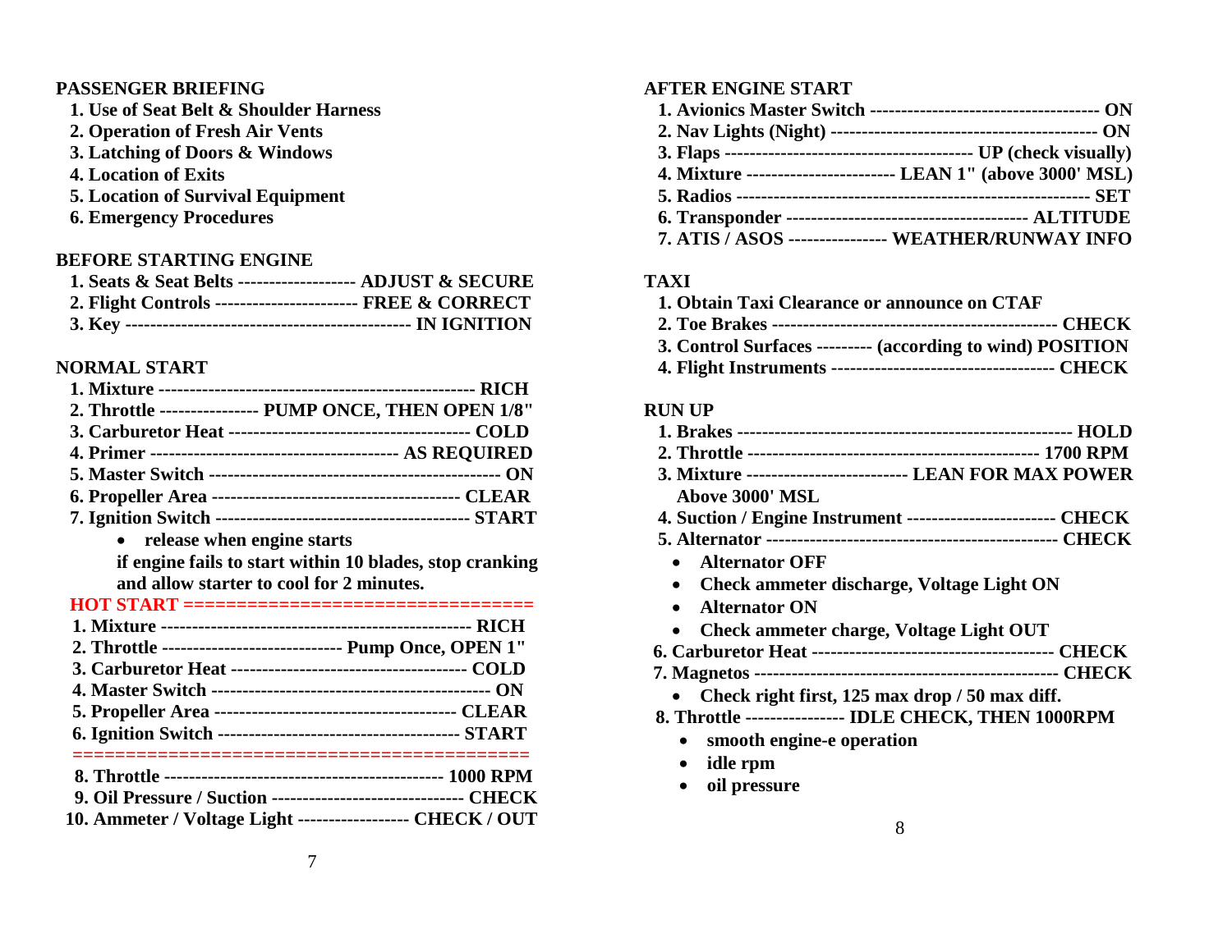## PASSENGER BRIEFING

1. Use of Seat Belt & Shoulder Harness
2. Operation of Fresh Air Vents
3. Latching of Doors & Windows
4. Location of Exits
5. Location of Survival Equipment
6. Emergency Procedures

## BEFORE STARTING ENGINE

1. Seats & Seat Belts ------------------- ADJUST & SECURE
2. Flight Controls ---------------------- FREE & CORRECT
3. Key -------------------------------------------- IN IGNITION

## NORMAL START

1. Mixture -------------------------------------------------- RICH
2. Throttle --------------- PUMP ONCE, THEN OPEN 1/8"
3. Carburetor Heat -------------------------------------- COLD
4. Primer --------------------------------------- AS REQUIRED
5. Master Switch ---------------------------------------------- ON
6. Propeller Area --------------------------------------- CLEAR
7. Ignition Switch ---------------------------------------- START
   - release when engine starts

   if engine fails to start within 10 blades, stop cranking and allow starter to cool for 2 minutes.

**HOT START ================================**

1. Mixture -------------------------------------------------- RICH
2. Throttle ---------------------------- Pump Once, OPEN 1"
3. Carburetor Heat -------------------------------------- COLD
4. Master Switch ---------------------------------------------- ON
5. Propeller Area --------------------------------------- CLEAR
6. Ignition Switch --------------------------------------- START

==========================================

8. Throttle -------------------------------------------- 1000 RPM
9. Oil Pressure / Suction ------------------------------ CHECK
10. Ammeter / Voltage Light ----------------- CHECK / OUT

## AFTER ENGINE START

1. Avionics Master Switch ------------------------------------ ON
2. Nav Lights (Night) ------------------------------------------ ON
3. Flaps --------------------------------------- UP (check visually)
4. Mixture ----------------------- LEAN 1" (above 3000' MSL)
5. Radios -------------------------------------------------------- SET
6. Transponder -------------------------------------- ALTITUDE
7. ATIS / ASOS --------------- WEATHER/RUNWAY INFO

## TAXI

1. Obtain Taxi Clearance or announce on CTAF
2. Toe Brakes ------------------------------------------- CHECK
3. Control Surfaces --------- (according to wind) POSITION
4. Flight Instruments ---------------------------------- CHECK

## RUN UP

1. Brakes ---------------------------------------------------- HOLD
2. Throttle -------------------------------------------- 1700 RPM
3. Mixture ------------------------- LEAN FOR MAX POWER

   Above 3000' MSL
4. Suction / Engine Instrument ----------------------- CHECK
5. Alternator ----------------------------------------------- CHECK
   - Alternator OFF
   - Check ammeter discharge, Voltage Light ON
   - Alternator ON
   - Check ammeter charge, Voltage Light OUT
6. Carburetor Heat -------------------------------------- CHECK
7. Magnetos ------------------------------------------------ CHECK
   - Check right first, 125 max drop / 50 max diff.
8. Throttle --------------- IDLE CHECK, THEN 1000RPM
   - smooth engine-e operation
   - idle rpm
   - oil pressure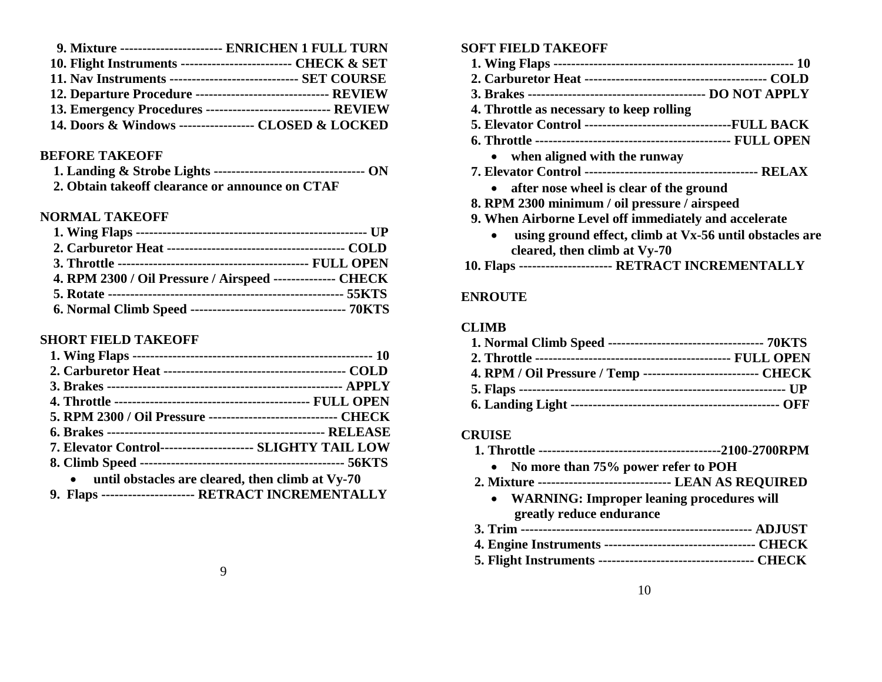9. **Mixture ----------------------- ENRICHEN 1 FULL TURN**
10. **Flight Instruments ------------------------- CHECK & SET**
11. **Nav Instruments ----------------------------- SET COURSE**
12. **Departure Procedure ------------------------------ REVIEW**
13. **Emergency Procedures ---------------------------- REVIEW**
14. **Doors & Windows ----------------- CLOSED & LOCKED**

## BEFORE TAKEOFF

1. **Landing & Strobe Lights ---------------------------------- ON**
2. **Obtain takeoff clearance or announce on CTAF**

## NORMAL TAKEOFF

1. **Wing Flaps ---------------------------------------------------- UP**
2. **Carburetor Heat ---------------------------------------- COLD**
3. **Throttle ------------------------------------------- FULL OPEN**
4. **RPM 2300 / Oil Pressure / Airspeed -------------- CHECK**
5. **Rotate ----------------------------------------------------- 55KTS**
6. **Normal Climb Speed ----------------------------------- 70KTS**

## SHORT FIELD TAKEOFF

1. **Wing Flaps ------------------------------------------------------ 10**
2. **Carburetor Heat ----------------------------------------- COLD**
3. **Brakes ----------------------------------------------------- APPLY**
4. **Throttle -------------------------------------------- FULL OPEN**
5. **RPM 2300 / Oil Pressure ----------------------------- CHECK**
6. **Brakes ------------------------------------------------- RELEASE**
7. **Elevator Control--------------------- SLIGHTY TAIL LOW**
8. **Climb Speed --------------------------------------------- 56KTS**
   - **until obstacles are cleared, then climb at Vy-70**
9. **Flaps --------------------- RETRACT INCREMENTALLY**

## SOFT FIELD TAKEOFF

1. **Wing Flaps ------------------------------------------------------ 10**
2. **Carburetor Heat ----------------------------------------- COLD**
3. **Brakes --------------------------------------- DO NOT APPLY**
4. **Throttle as necessary to keep rolling**
5. **Elevator Control ---------------------------------FULL BACK**
6. **Throttle -------------------------------------------- FULL OPEN**
   - **when aligned with the runway**
7. **Elevator Control --------------------------------------- RELAX**
   - **after nose wheel is clear of the ground**
8. **RPM 2300 minimum / oil pressure / airspeed**
9. **When Airborne Level off immediately and accelerate**
   - **using ground effect, climb at Vx-56 until obstacles are cleared, then climb at Vy-70**
10. **Flaps --------------------- RETRACT INCREMENTALLY**

## ENROUTE

## CLIMB

1. **Normal Climb Speed ----------------------------------- 70KTS**
2. **Throttle -------------------------------------------- FULL OPEN**
4. **RPM / Oil Pressure / Temp -------------------------- CHECK**
5. **Flaps ------------------------------------------------------------ UP**
6. **Landing Light ----------------------------------------------- OFF**

## CRUISE

1. **Throttle -----------------------------------------2100-2700RPM**
   - **No more than 75% power refer to POH**
2. **Mixture ------------------------------ LEAN AS REQUIRED**
   - **WARNING: Improper leaning procedures will greatly reduce endurance**
3. **Trim ----------------------------------------------------- ADJUST**
4. **Engine Instruments ---------------------------------- CHECK**
5. **Flight Instruments ----------------------------------- CHECK**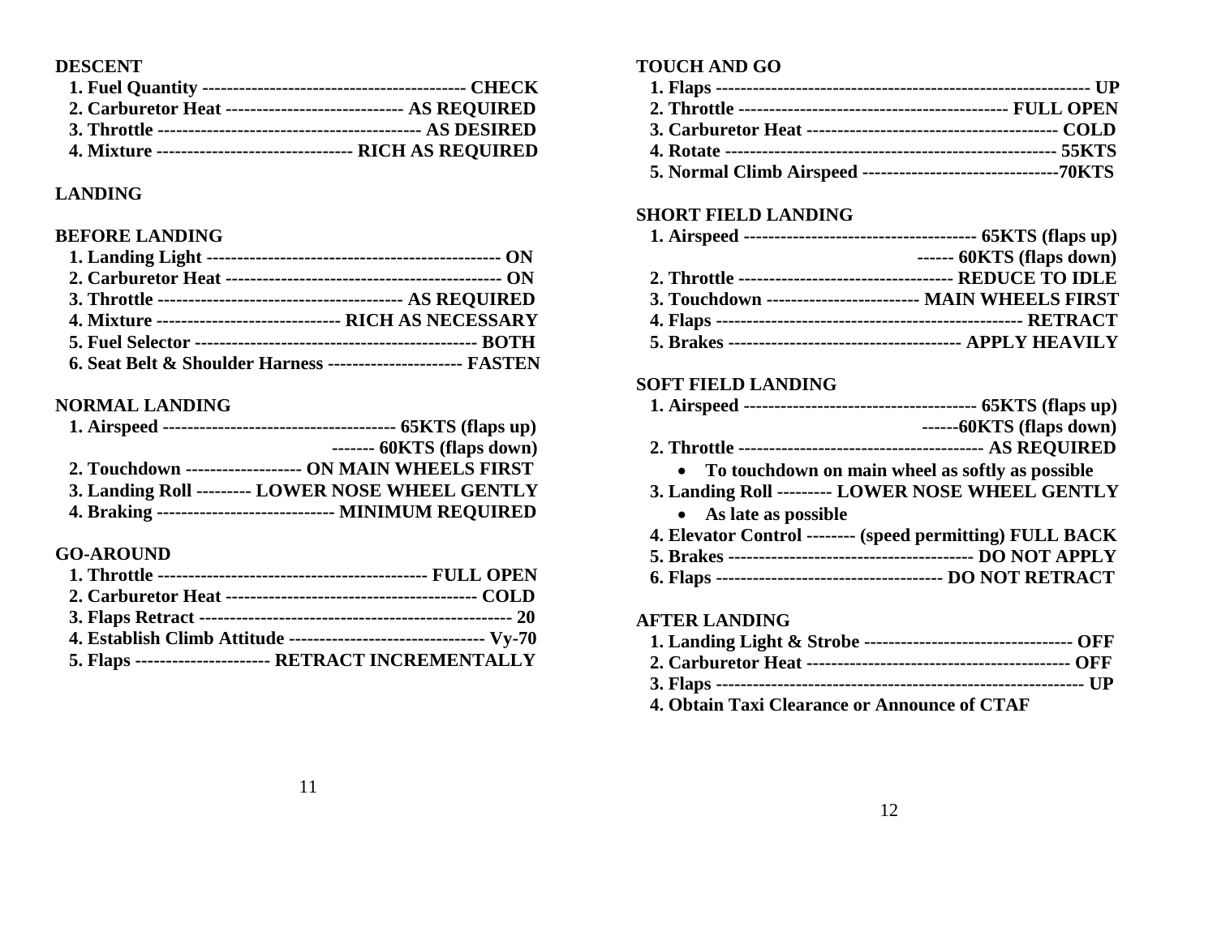**DESCENT**

1. **Fuel Quantity ------------------------------------------- CHECK**
2. **Carburetor Heat ----------------------------- AS REQUIRED**
3. **Throttle ------------------------------------------ AS DESIRED**
4. **Mixture -------------------------------- RICH AS REQUIRED**

**LANDING**

**BEFORE LANDING**

1. **Landing Light ------------------------------------------------- ON**
2. **Carburetor Heat --------------------------------------------- ON**
3. **Throttle ---------------------------------------- AS REQUIRED**
4. **Mixture ------------------------------ RICH AS NECESSARY**
5. **Fuel Selector ---------------------------------------------- BOTH**
6. **Seat Belt & Shoulder Harness ---------------------- FASTEN**

**NORMAL LANDING**

1. **Airspeed -------------------------------------- 65KTS (flaps up)**
   **------- 60KTS (flaps down)**
2. **Touchdown ------------------- ON MAIN WHEELS FIRST**
3. **Landing Roll --------- LOWER NOSE WHEEL GENTLY**
4. **Braking ----------------------------- MINIMUM REQUIRED**

**GO-AROUND**

1. **Throttle -------------------------------------------- FULL OPEN**
2. **Carburetor Heat ----------------------------------------- COLD**
3. **Flaps Retract --------------------------------------------------- 20**
4. **Establish Climb Attitude -------------------------------- Vy-70**
5. **Flaps ---------------------- RETRACT INCREMENTALLY**

**TOUCH AND GO**

1. **Flaps ------------------------------------------------------------- UP**
2. **Throttle -------------------------------------------- FULL OPEN**
3. **Carburetor Heat ----------------------------------------- COLD**
4. **Rotate ----------------------------------------------------- 55KTS**
5. **Normal Climb Airspeed --------------------------------70KTS**

**SHORT FIELD LANDING**

1. **Airspeed -------------------------------------- 65KTS (flaps up)**
   **------ 60KTS (flaps down)**
2. **Throttle ----------------------------------- REDUCE TO IDLE**
3. **Touchdown ------------------------- MAIN WHEELS FIRST**
4. **Flaps -------------------------------------------------- RETRACT**
5. **Brakes -------------------------------------- APPLY HEAVILY**

**SOFT FIELD LANDING**

1. **Airspeed -------------------------------------- 65KTS (flaps up)**
   **------60KTS (flaps down)**
2. **Throttle ---------------------------------------- AS REQUIRED**
   - **To touchdown on main wheel as softly as possible**
3. **Landing Roll --------- LOWER NOSE WHEEL GENTLY**
   - **As late as possible**
4. **Elevator Control -------- (speed permitting) FULL BACK**
5. **Brakes ---------------------------------------- DO NOT APPLY**
6. **Flaps ------------------------------------- DO NOT RETRACT**

**AFTER LANDING**

1. **Landing Light & Strobe ---------------------------------- OFF**
2. **Carburetor Heat ------------------------------------------- OFF**
3. **Flaps ------------------------------------------------------------ UP**
4. **Obtain Taxi Clearance or Announce of CTAF**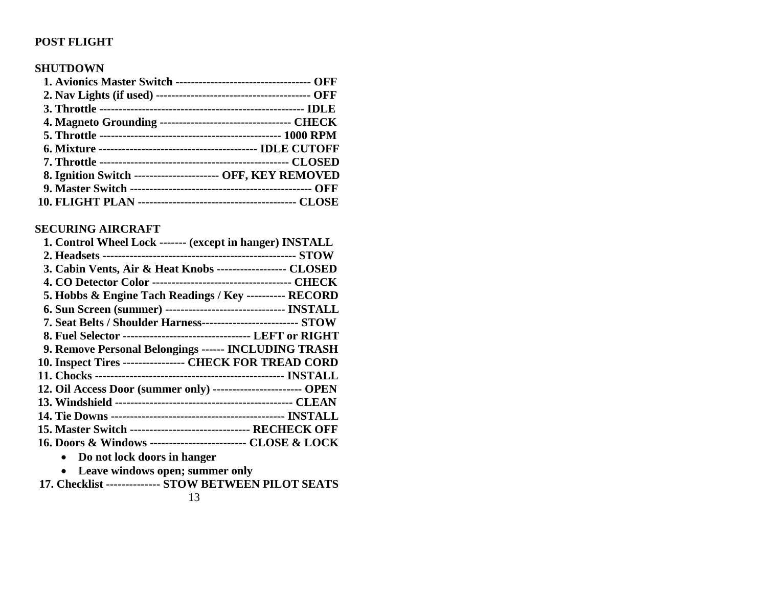# POST FLIGHT

## SHUTDOWN

1. Avionics Master Switch ---------------------------------- OFF
2. Nav Lights (if used) --------------------------------------- OFF
3. Throttle ---------------------------------------------------- IDLE
4. Magneto Grounding --------------------------------- CHECK
5. Throttle --------------------------------------------- 1000 RPM
6. Mixture --------------------------------------- IDLE CUTOFF
7. Throttle ------------------------------------------------ CLOSED
8. Ignition Switch --------------------- OFF, KEY REMOVED
9. Master Switch ----------------------------------------------- OFF
10. FLIGHT PLAN ---------------------------------------- CLOSE

## SECURING AIRCRAFT

1. Control Wheel Lock ------- (except in hanger) INSTALL
2. Headsets ------------------------------------------------- STOW
3. Cabin Vents, Air & Heat Knobs ----------------- CLOSED
4. CO Detector Color ----------------------------------- CHECK
5. Hobbs & Engine Tach Readings / Key ---------- RECORD
6. Sun Screen (summer) ------------------------------ INSTALL
7. Seat Belts / Shoulder Harness------------------------ STOW
8. Fuel Selector -------------------------------- LEFT or RIGHT
9. Remove Personal Belongings ------ INCLUDING TRASH
10. Inspect Tires --------------- CHECK FOR TREAD CORD
11. Chocks ----------------------------------------------- INSTALL
12. Oil Access Door (summer only) ---------------------- OPEN
13. Windshield --------------------------------------------- CLEAN
14. Tie Downs -------------------------------------------- INSTALL
15. Master Switch ------------------------------ RECHECK OFF
16. Doors & Windows ------------------------ CLOSE & LOCK
    - Do not lock doors in hanger
    - Leave windows open; summer only
17. Checklist ------------- STOW BETWEEN PILOT SEATS